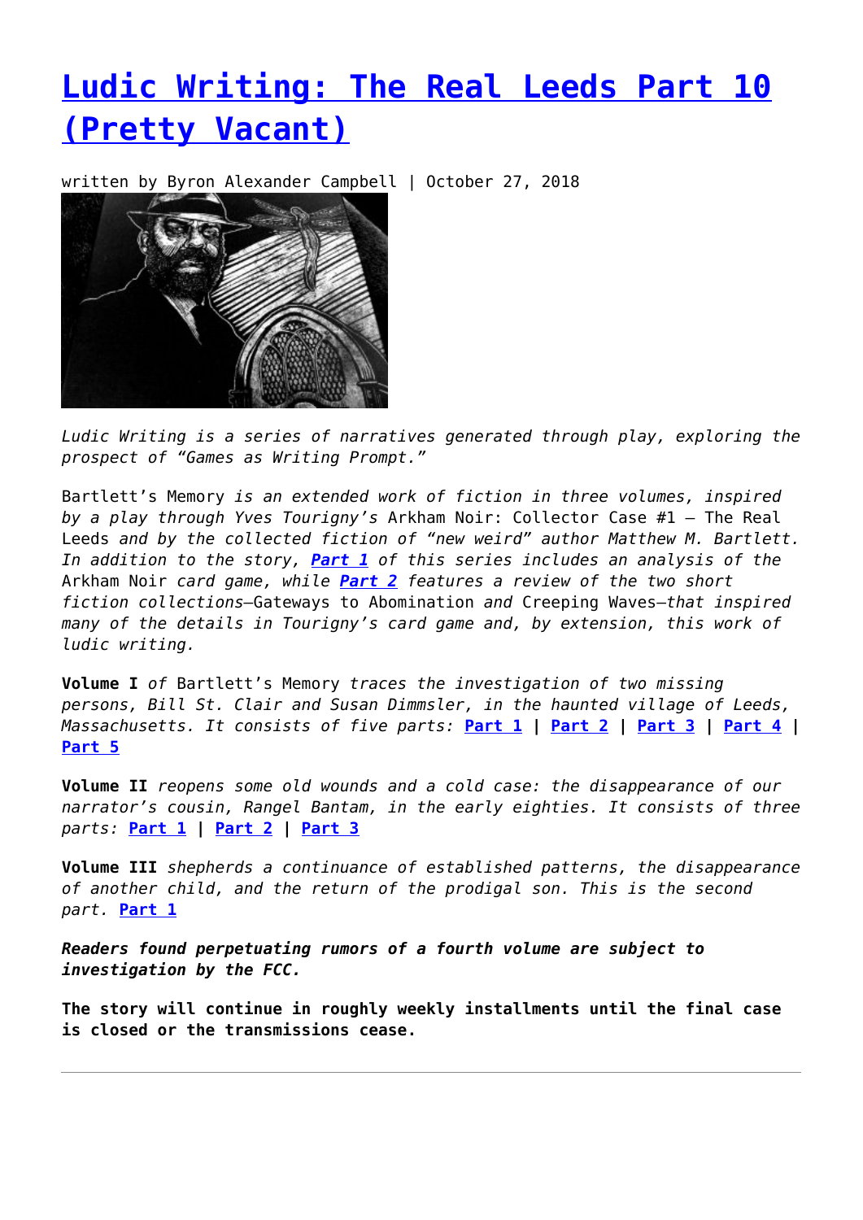# [Ludic Writing: The Real Leeds Part 10 (Pretty Vacant)]

written by Byron Alexander Campbell | October 27, 2018

*Ludic Writing is a series of narratives generated through play, exploring the prospect of "Games as Writing Prompt."*

Bartlett's Memory *is an extended work of fiction in three volumes, inspired by a play through Yves Tourigny's* Arkham Noir: Collector Case #1 – The Real Leeds *and by the collected fiction of "new weird" author Matthew M. Bartlett. In addition to the story, **Part 1** of this series includes an analysis of the* Arkham Noir *card game, while **Part 2** features a review of the two short fiction collections—*Gateways to Abomination *and* Creeping Waves*—that inspired many of the details in Tourigny's card game and, by extension, this work of ludic writing.*

**Volume I** *of* Bartlett's Memory *traces the investigation of two missing persons, Bill St. Clair and Susan Dimmsler, in the haunted village of Leeds, Massachusetts. It consists of five parts:* **Part 1** | **Part 2** | **Part 3** | **Part 4** | **Part 5**

**Volume II** *reopens some old wounds and a cold case: the disappearance of our narrator's cousin, Rangel Bantam, in the early eighties. It consists of three parts:* **Part 1** | **Part 2** | **Part 3**

**Volume III** *shepherds a continuance of established patterns, the disappearance of another child, and the return of the prodigal son. This is the second part.* **Part 1**

***Readers found perpetuating rumors of a fourth volume are subject to investigation by the FCC.***

**The story will continue in roughly weekly installments until the final case is closed or the transmissions cease.**

---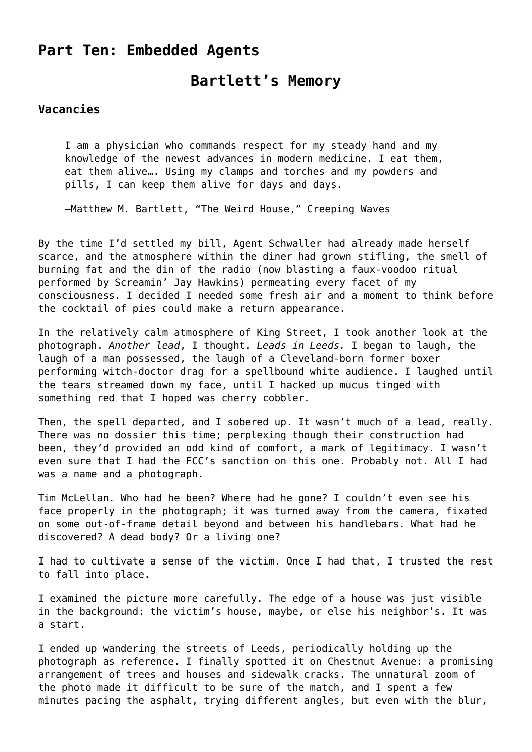# Part Ten: Embedded Agents

## Bartlett's Memory

### Vacancies

> I am a physician who commands respect for my steady hand and my knowledge of the newest advances in modern medicine. I eat them, eat them alive…. Using my clamps and torches and my powders and pills, I can keep them alive for days and days.
>
> —Matthew M. Bartlett, "The Weird House," Creeping Waves

By the time I'd settled my bill, Agent Schwaller had already made herself scarce, and the atmosphere within the diner had grown stifling, the smell of burning fat and the din of the radio (now blasting a faux-voodoo ritual performed by Screamin' Jay Hawkins) permeating every facet of my consciousness. I decided I needed some fresh air and a moment to think before the cocktail of pies could make a return appearance.

In the relatively calm atmosphere of King Street, I took another look at the photograph. *Another lead*, I thought. *Leads in Leeds.* I began to laugh, the laugh of a man possessed, the laugh of a Cleveland-born former boxer performing witch-doctor drag for a spellbound white audience. I laughed until the tears streamed down my face, until I hacked up mucus tinged with something red that I hoped was cherry cobbler.

Then, the spell departed, and I sobered up. It wasn't much of a lead, really. There was no dossier this time; perplexing though their construction had been, they'd provided an odd kind of comfort, a mark of legitimacy. I wasn't even sure that I had the FCC's sanction on this one. Probably not. All I had was a name and a photograph.

Tim McLellan. Who had he been? Where had he gone? I couldn't even see his face properly in the photograph; it was turned away from the camera, fixated on some out-of-frame detail beyond and between his handlebars. What had he discovered? A dead body? Or a living one?

I had to cultivate a sense of the victim. Once I had that, I trusted the rest to fall into place.

I examined the picture more carefully. The edge of a house was just visible in the background: the victim's house, maybe, or else his neighbor's. It was a start.

I ended up wandering the streets of Leeds, periodically holding up the photograph as reference. I finally spotted it on Chestnut Avenue: a promising arrangement of trees and houses and sidewalk cracks. The unnatural zoom of the photo made it difficult to be sure of the match, and I spent a few minutes pacing the asphalt, trying different angles, but even with the blur,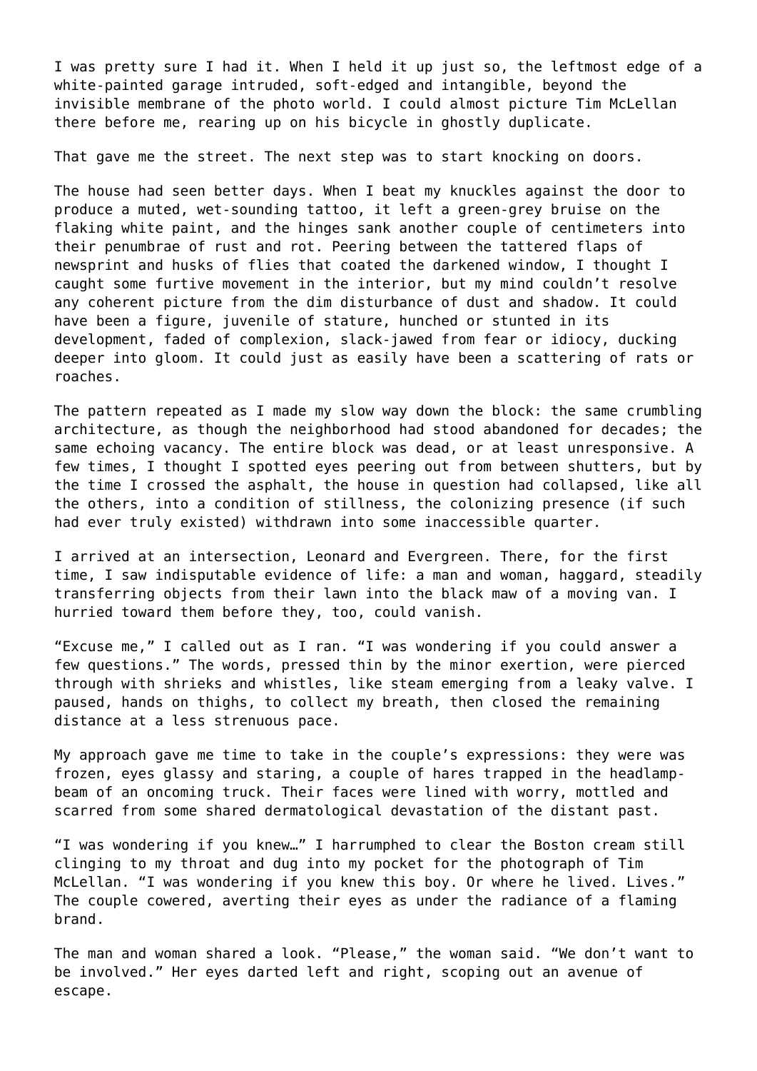I was pretty sure I had it. When I held it up just so, the leftmost edge of a white-painted garage intruded, soft-edged and intangible, beyond the invisible membrane of the photo world. I could almost picture Tim McLellan there before me, rearing up on his bicycle in ghostly duplicate.

That gave me the street. The next step was to start knocking on doors.

The house had seen better days. When I beat my knuckles against the door to produce a muted, wet-sounding tattoo, it left a green-grey bruise on the flaking white paint, and the hinges sank another couple of centimeters into their penumbrae of rust and rot. Peering between the tattered flaps of newsprint and husks of flies that coated the darkened window, I thought I caught some furtive movement in the interior, but my mind couldn't resolve any coherent picture from the dim disturbance of dust and shadow. It could have been a figure, juvenile of stature, hunched or stunted in its development, faded of complexion, slack-jawed from fear or idiocy, ducking deeper into gloom. It could just as easily have been a scattering of rats or roaches.

The pattern repeated as I made my slow way down the block: the same crumbling architecture, as though the neighborhood had stood abandoned for decades; the same echoing vacancy. The entire block was dead, or at least unresponsive. A few times, I thought I spotted eyes peering out from between shutters, but by the time I crossed the asphalt, the house in question had collapsed, like all the others, into a condition of stillness, the colonizing presence (if such had ever truly existed) withdrawn into some inaccessible quarter.

I arrived at an intersection, Leonard and Evergreen. There, for the first time, I saw indisputable evidence of life: a man and woman, haggard, steadily transferring objects from their lawn into the black maw of a moving van. I hurried toward them before they, too, could vanish.

"Excuse me," I called out as I ran. "I was wondering if you could answer a few questions." The words, pressed thin by the minor exertion, were pierced through with shrieks and whistles, like steam emerging from a leaky valve. I paused, hands on thighs, to collect my breath, then closed the remaining distance at a less strenuous pace.

My approach gave me time to take in the couple's expressions: they were was frozen, eyes glassy and staring, a couple of hares trapped in the headlamp-beam of an oncoming truck. Their faces were lined with worry, mottled and scarred from some shared dermatological devastation of the distant past.

"I was wondering if you knew…" I harrumphed to clear the Boston cream still clinging to my throat and dug into my pocket for the photograph of Tim McLellan. "I was wondering if you knew this boy. Or where he lived. Lives." The couple cowered, averting their eyes as under the radiance of a flaming brand.

The man and woman shared a look. "Please," the woman said. "We don't want to be involved." Her eyes darted left and right, scoping out an avenue of escape.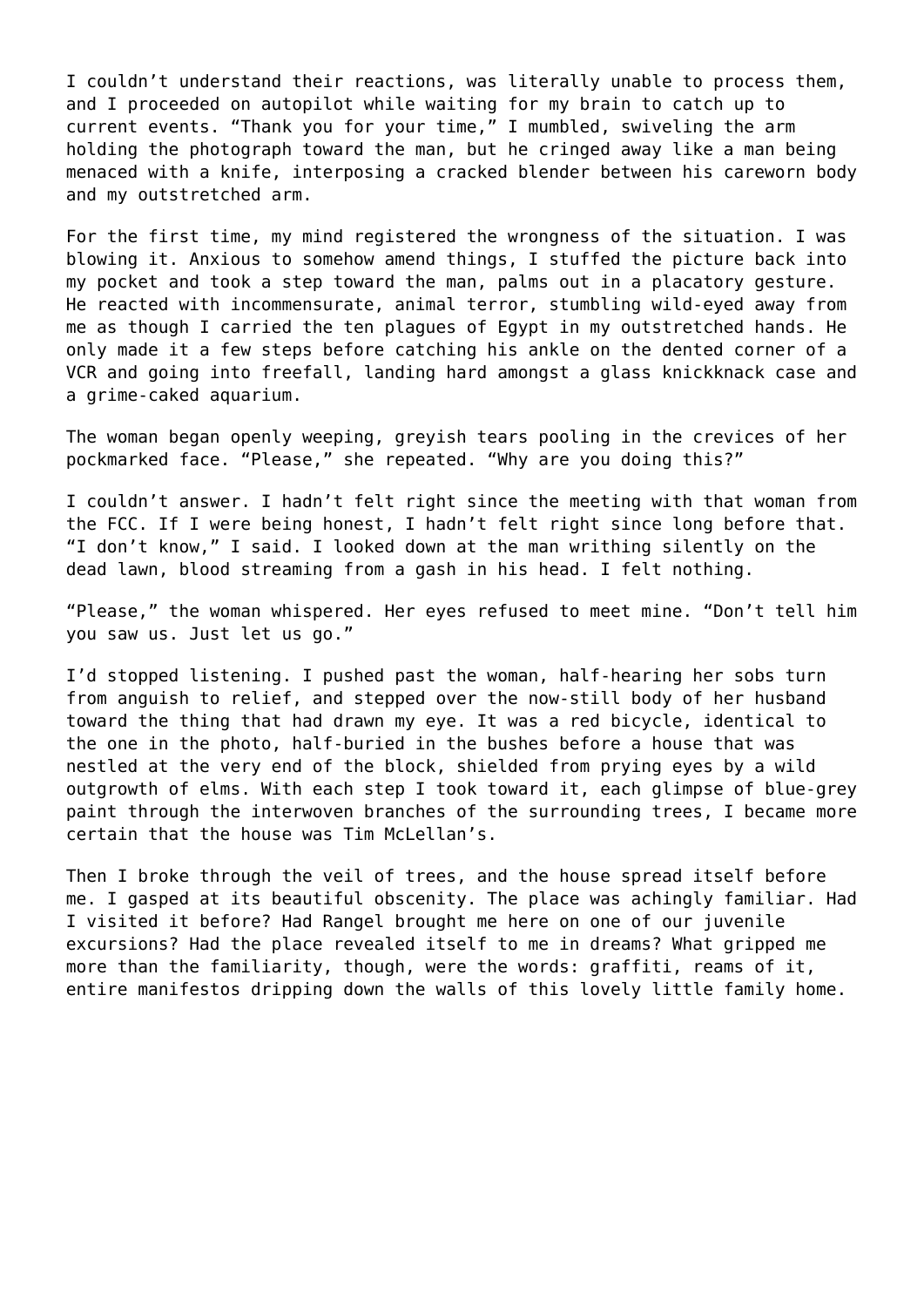I couldn’t understand their reactions, was literally unable to process them, and I proceeded on autopilot while waiting for my brain to catch up to current events. “Thank you for your time,” I mumbled, swiveling the arm holding the photograph toward the man, but he cringed away like a man being menaced with a knife, interposing a cracked blender between his careworn body and my outstretched arm.

For the first time, my mind registered the wrongness of the situation. I was blowing it. Anxious to somehow amend things, I stuffed the picture back into my pocket and took a step toward the man, palms out in a placatory gesture. He reacted with incommensurate, animal terror, stumbling wild-eyed away from me as though I carried the ten plagues of Egypt in my outstretched hands. He only made it a few steps before catching his ankle on the dented corner of a VCR and going into freefall, landing hard amongst a glass knickknack case and a grime-caked aquarium.

The woman began openly weeping, greyish tears pooling in the crevices of her pockmarked face. “Please,” she repeated. “Why are you doing this?”

I couldn’t answer. I hadn’t felt right since the meeting with that woman from the FCC. If I were being honest, I hadn’t felt right since long before that. “I don’t know,” I said. I looked down at the man writhing silently on the dead lawn, blood streaming from a gash in his head. I felt nothing.

“Please,” the woman whispered. Her eyes refused to meet mine. “Don’t tell him you saw us. Just let us go.”

I’d stopped listening. I pushed past the woman, half-hearing her sobs turn from anguish to relief, and stepped over the now-still body of her husband toward the thing that had drawn my eye. It was a red bicycle, identical to the one in the photo, half-buried in the bushes before a house that was nestled at the very end of the block, shielded from prying eyes by a wild outgrowth of elms. With each step I took toward it, each glimpse of blue-grey paint through the interwoven branches of the surrounding trees, I became more certain that the house was Tim McLellan’s.

Then I broke through the veil of trees, and the house spread itself before me. I gasped at its beautiful obscenity. The place was achingly familiar. Had I visited it before? Had Rangel brought me here on one of our juvenile excursions? Had the place revealed itself to me in dreams? What gripped me more than the familiarity, though, were the words: graffiti, reams of it, entire manifestos dripping down the walls of this lovely little family home.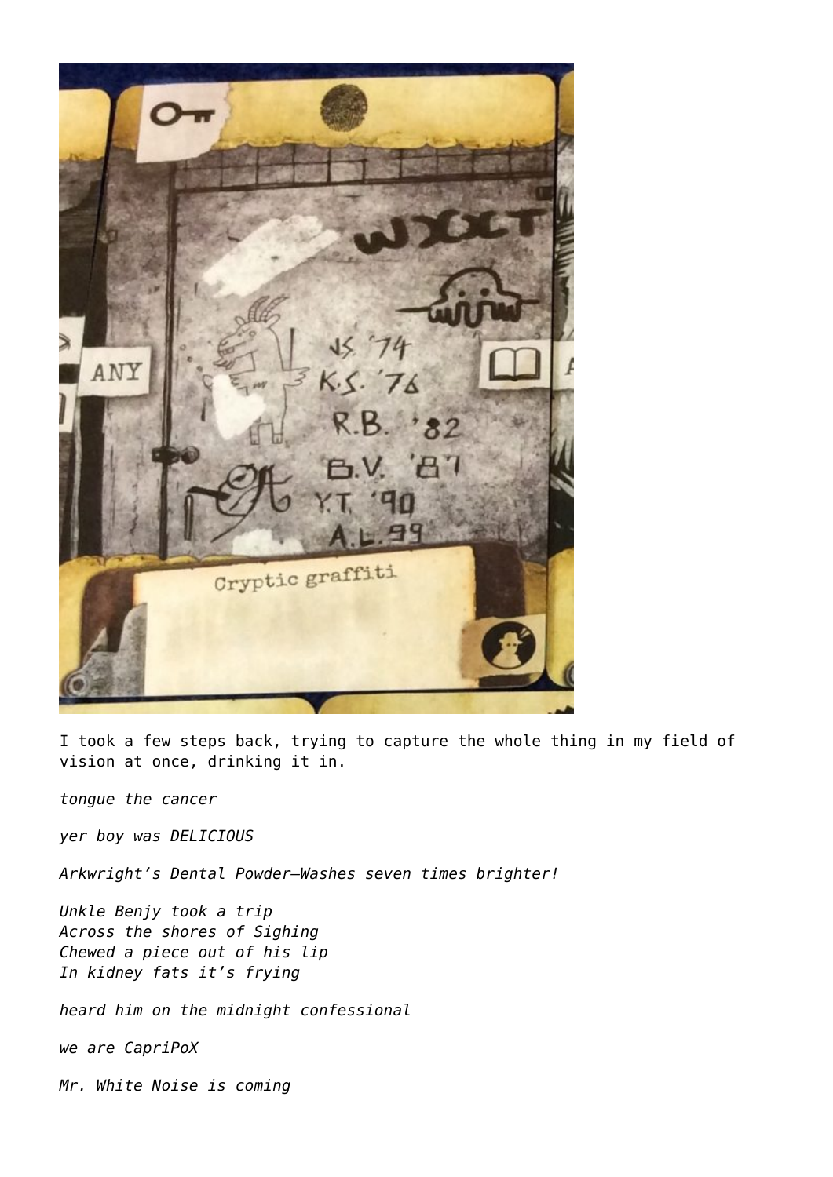I took a few steps back, trying to capture the whole thing in my field of vision at once, drinking it in.

*tongue the cancer*

*yer boy was DELICIOUS*

*Arkwright's Dental Powder—Washes seven times brighter!*

*Unkle Benjy took a trip*
*Across the shores of Sighing*
*Chewed a piece out of his lip*
*In kidney fats it's frying*

*heard him on the midnight confessional*

*we are CapriPoX*

*Mr. White Noise is coming*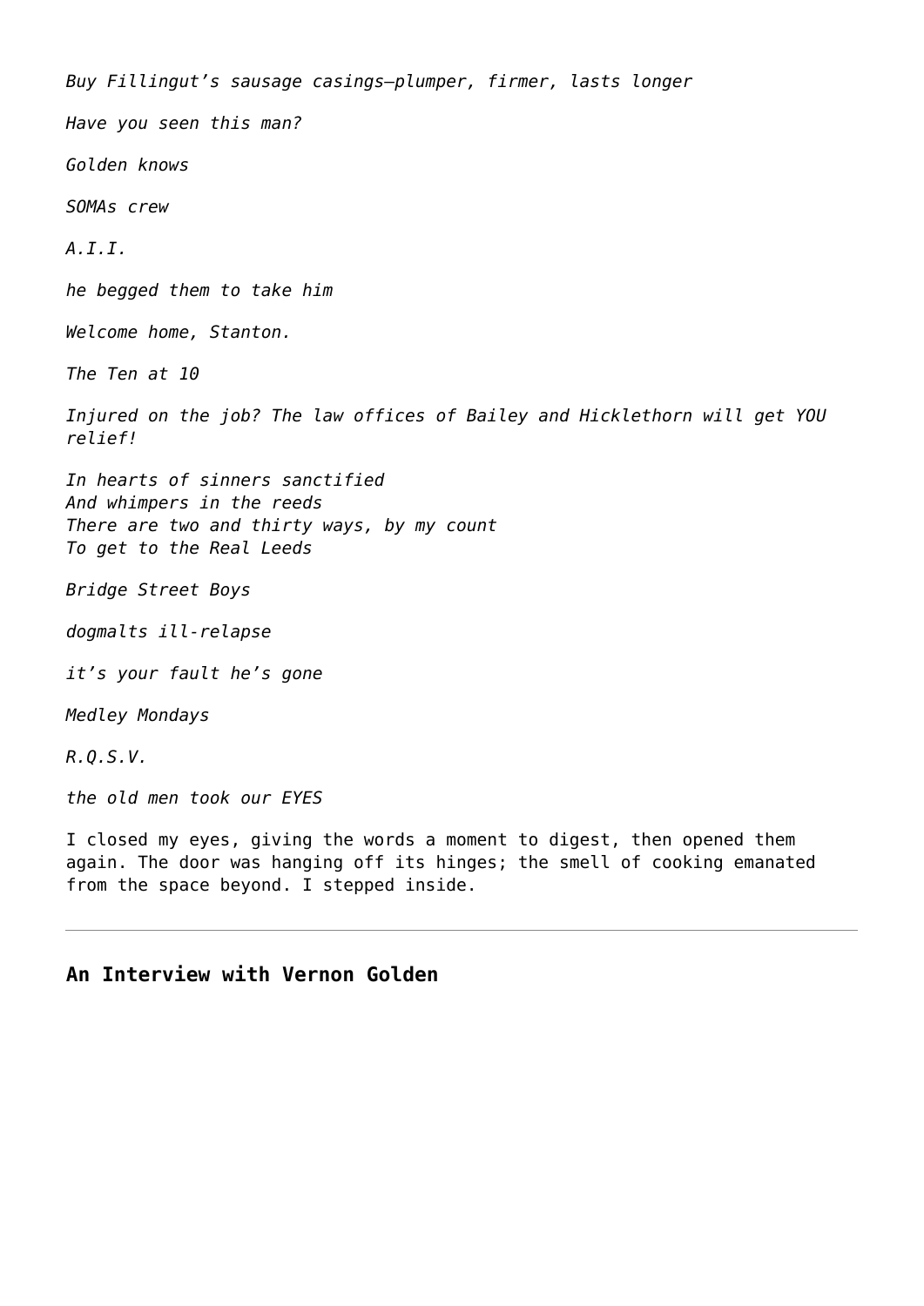*Buy Fillingut’s sausage casings—plumper, firmer, lasts longer*

*Have you seen this man?*

*Golden knows*

*SOMAs crew*

*A.I.I.*

*he begged them to take him*

*Welcome home, Stanton.*

*The Ten at 10*

*Injured on the job? The law offices of Bailey and Hicklethorn will get YOU relief!*

*In hearts of sinners sanctified*
*And whimpers in the reeds*
*There are two and thirty ways, by my count*
*To get to the Real Leeds*

*Bridge Street Boys*

*dogmalts ill-relapse*

*it’s your fault he’s gone*

*Medley Mondays*

*R.Q.S.V.*

*the old men took our EYES*

I closed my eyes, giving the words a moment to digest, then opened them again. The door was hanging off its hinges; the smell of cooking emanated from the space beyond. I stepped inside.

---

## An Interview with Vernon Golden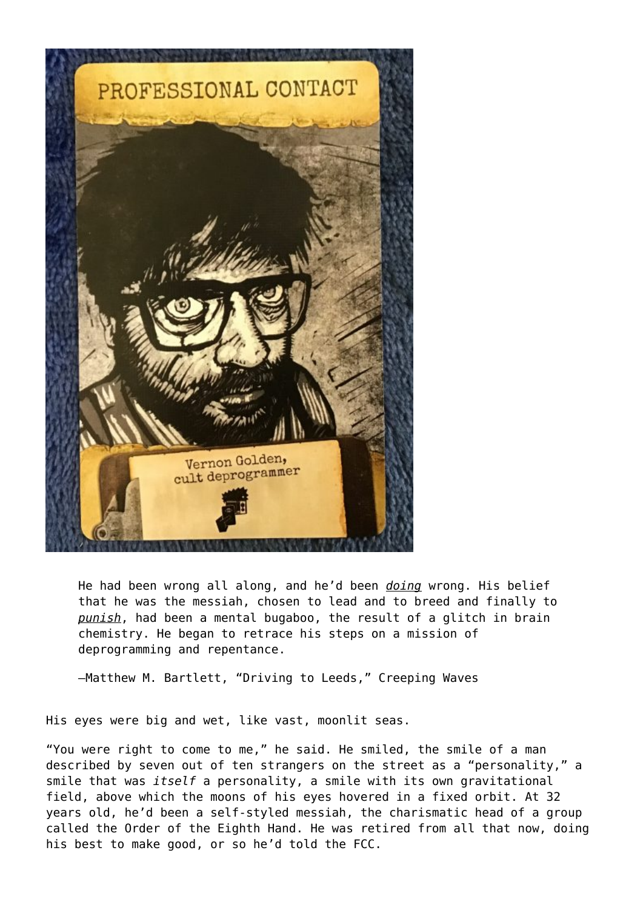> He had been wrong all along, and he'd been ***doing*** wrong. His belief that he was the messiah, chosen to lead and to breed and finally to ***punish***, had been a mental bugaboo, the result of a glitch in brain chemistry. He began to retrace his steps on a mission of deprogramming and repentance.
>
> —Matthew M. Bartlett, "Driving to Leeds," Creeping Waves

His eyes were big and wet, like vast, moonlit seas.

"You were right to come to me," he said. He smiled, the smile of a man described by seven out of ten strangers on the street as a "personality," a smile that was *itself* a personality, a smile with its own gravitational field, above which the moons of his eyes hovered in a fixed orbit. At 32 years old, he'd been a self-styled messiah, the charismatic head of a group called the Order of the Eighth Hand. He was retired from all that now, doing his best to make good, or so he'd told the FCC.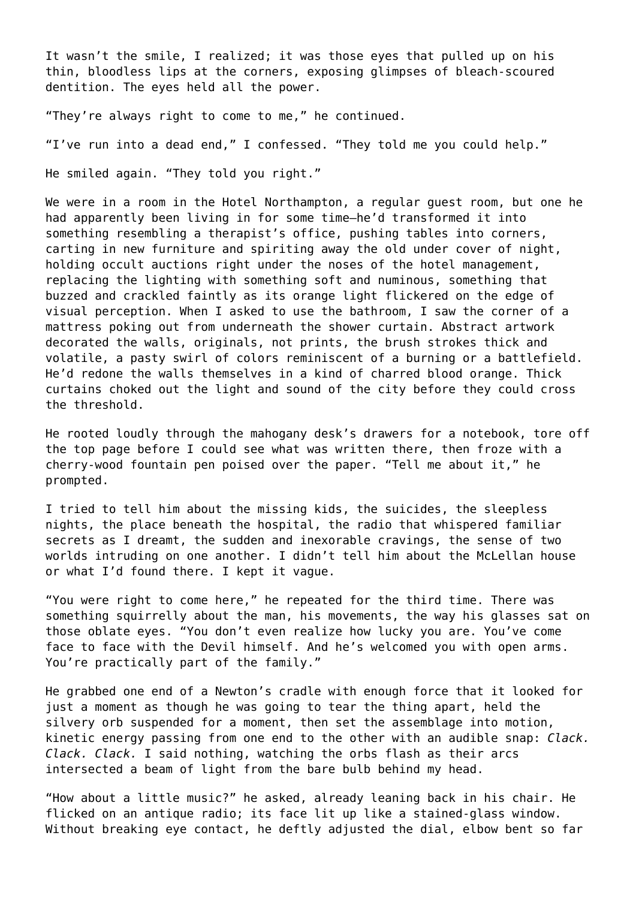It wasn't the smile, I realized; it was those eyes that pulled up on his thin, bloodless lips at the corners, exposing glimpses of bleach-scoured dentition. The eyes held all the power.

"They're always right to come to me," he continued.

"I've run into a dead end," I confessed. "They told me you could help."

He smiled again. "They told you right."

We were in a room in the Hotel Northampton, a regular guest room, but one he had apparently been living in for some time—he'd transformed it into something resembling a therapist's office, pushing tables into corners, carting in new furniture and spiriting away the old under cover of night, holding occult auctions right under the noses of the hotel management, replacing the lighting with something soft and numinous, something that buzzed and crackled faintly as its orange light flickered on the edge of visual perception. When I asked to use the bathroom, I saw the corner of a mattress poking out from underneath the shower curtain. Abstract artwork decorated the walls, originals, not prints, the brush strokes thick and volatile, a pasty swirl of colors reminiscent of a burning or a battlefield. He'd redone the walls themselves in a kind of charred blood orange. Thick curtains choked out the light and sound of the city before they could cross the threshold.

He rooted loudly through the mahogany desk's drawers for a notebook, tore off the top page before I could see what was written there, then froze with a cherry-wood fountain pen poised over the paper. "Tell me about it," he prompted.

I tried to tell him about the missing kids, the suicides, the sleepless nights, the place beneath the hospital, the radio that whispered familiar secrets as I dreamt, the sudden and inexorable cravings, the sense of two worlds intruding on one another. I didn't tell him about the McLellan house or what I'd found there. I kept it vague.

"You were right to come here," he repeated for the third time. There was something squirrelly about the man, his movements, the way his glasses sat on those oblate eyes. "You don't even realize how lucky you are. You've come face to face with the Devil himself. And he's welcomed you with open arms. You're practically part of the family."

He grabbed one end of a Newton's cradle with enough force that it looked for just a moment as though he was going to tear the thing apart, held the silvery orb suspended for a moment, then set the assemblage into motion, kinetic energy passing from one end to the other with an audible snap: *Clack. Clack. Clack.* I said nothing, watching the orbs flash as their arcs intersected a beam of light from the bare bulb behind my head.

"How about a little music?" he asked, already leaning back in his chair. He flicked on an antique radio; its face lit up like a stained-glass window. Without breaking eye contact, he deftly adjusted the dial, elbow bent so far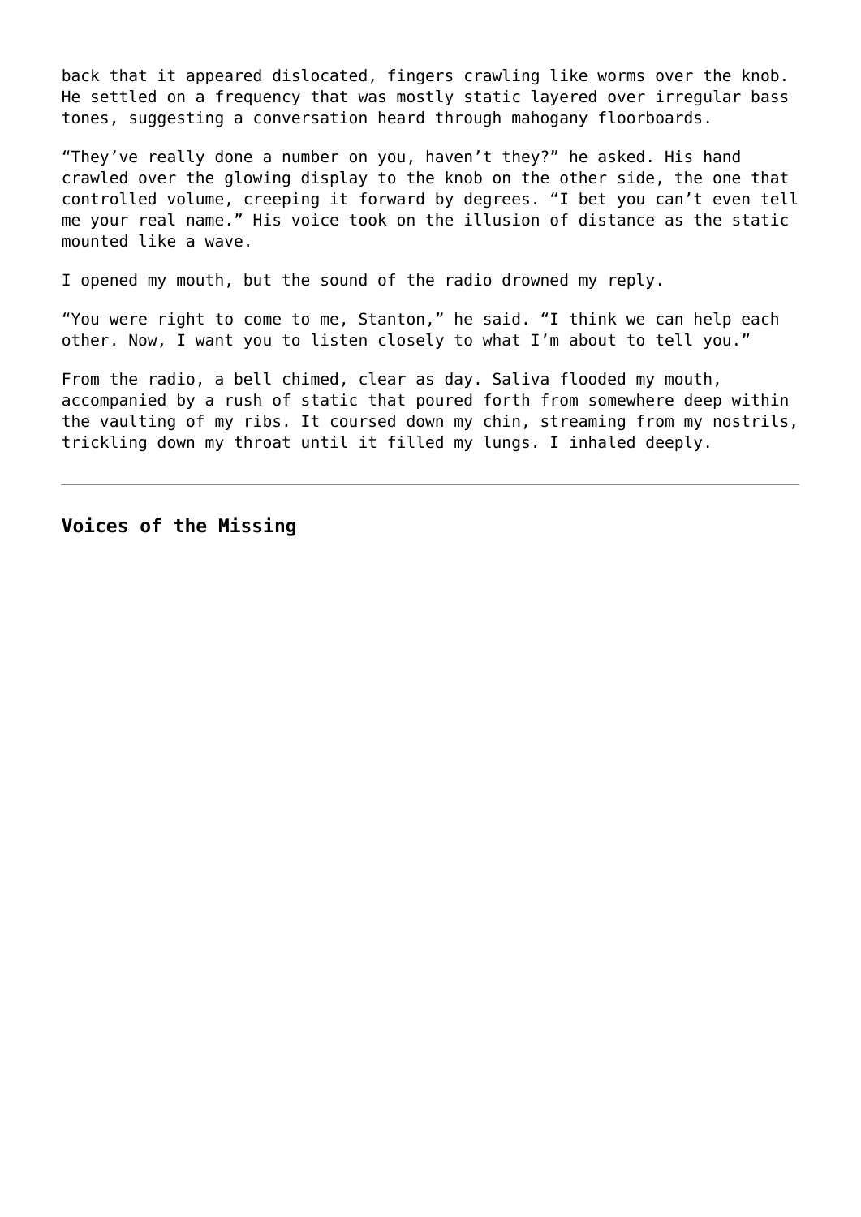back that it appeared dislocated, fingers crawling like worms over the knob. He settled on a frequency that was mostly static layered over irregular bass tones, suggesting a conversation heard through mahogany floorboards.

"They've really done a number on you, haven't they?" he asked. His hand crawled over the glowing display to the knob on the other side, the one that controlled volume, creeping it forward by degrees. "I bet you can't even tell me your real name." His voice took on the illusion of distance as the static mounted like a wave.

I opened my mouth, but the sound of the radio drowned my reply.

"You were right to come to me, Stanton," he said. "I think we can help each other. Now, I want you to listen closely to what I'm about to tell you."

From the radio, a bell chimed, clear as day. Saliva flooded my mouth, accompanied by a rush of static that poured forth from somewhere deep within the vaulting of my ribs. It coursed down my chin, streaming from my nostrils, trickling down my throat until it filled my lungs. I inhaled deeply.

---

**Voices of the Missing**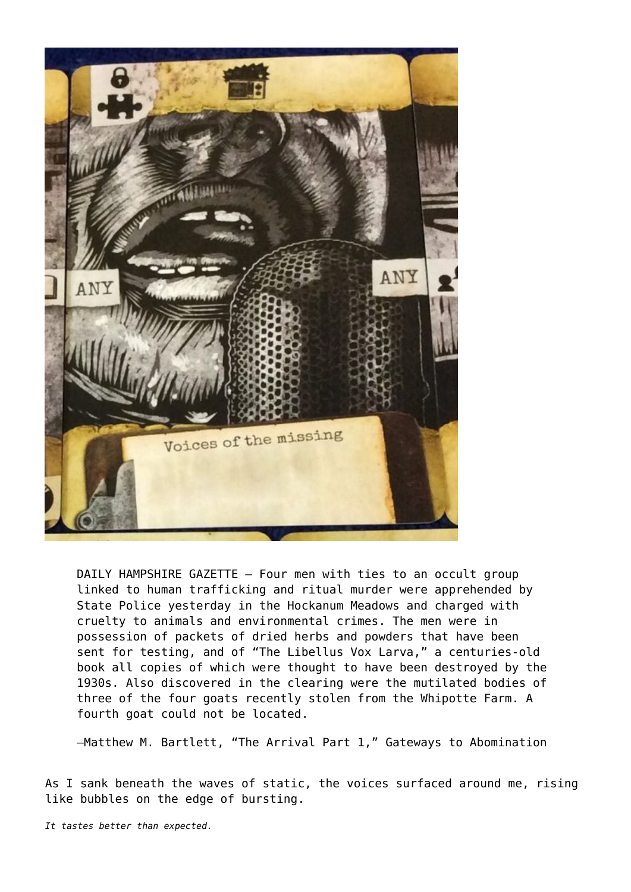> DAILY HAMPSHIRE GAZETTE — Four men with ties to an occult group linked to human trafficking and ritual murder were apprehended by State Police yesterday in the Hockanum Meadows and charged with cruelty to animals and environmental crimes. The men were in possession of packets of dried herbs and powders that have been sent for testing, and of "The Libellus Vox Larva," a centuries-old book all copies of which were thought to have been destroyed by the 1930s. Also discovered in the clearing were the mutilated bodies of three of the four goats recently stolen from the Whipotte Farm. A fourth goat could not be located.
>
> —Matthew M. Bartlett, "The Arrival Part 1," Gateways to Abomination

As I sank beneath the waves of static, the voices surfaced around me, rising like bubbles on the edge of bursting.

*It tastes better than expected.*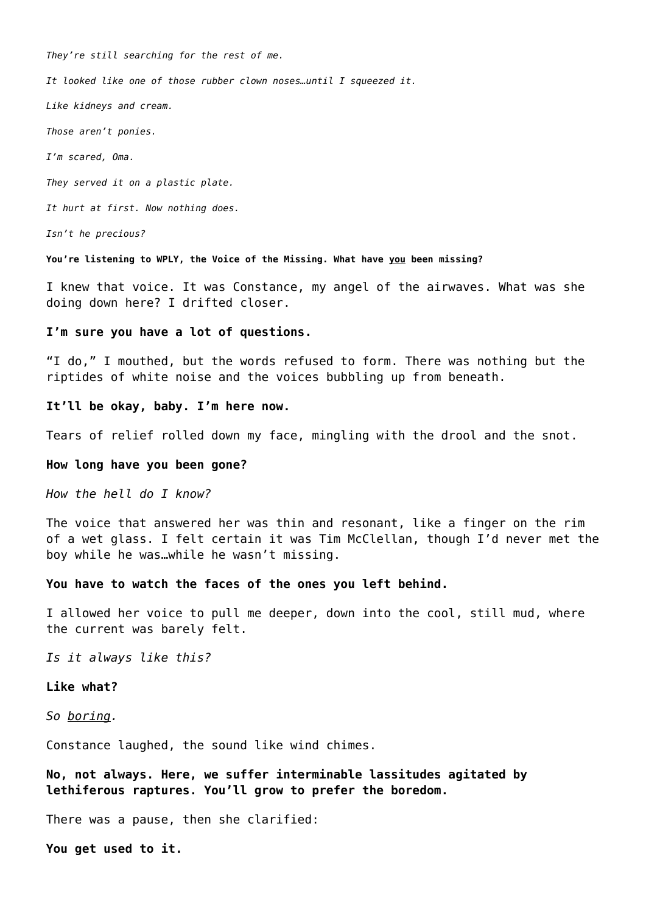*They're still searching for the rest of me.*

*It looked like one of those rubber clown noses…until I squeezed it.*

*Like kidneys and cream.*

*Those aren't ponies.*

*I'm scared, Oma.*

*They served it on a plastic plate.*

*It hurt at first. Now nothing does.*

*Isn't he precious?*

**You're listening to WPLY, the Voice of the Missing. What have <u>you</u> been missing?**

I knew that voice. It was Constance, my angel of the airwaves. What was she doing down here? I drifted closer.

**I'm sure you have a lot of questions.**

"I do," I mouthed, but the words refused to form. There was nothing but the riptides of white noise and the voices bubbling up from beneath.

**It'll be okay, baby. I'm here now.**

Tears of relief rolled down my face, mingling with the drool and the snot.

**How long have you been gone?**

*How the hell do I know?*

The voice that answered her was thin and resonant, like a finger on the rim of a wet glass. I felt certain it was Tim McClellan, though I'd never met the boy while he was…while he wasn't missing.

**You have to watch the faces of the ones you left behind.**

I allowed her voice to pull me deeper, down into the cool, still mud, where the current was barely felt.

*Is it always like this?*

**Like what?**

*So <u>boring</u>.*

Constance laughed, the sound like wind chimes.

**No, not always. Here, we suffer interminable lassitudes agitated by lethiferous raptures. You'll grow to prefer the boredom.**

There was a pause, then she clarified:

**You get used to it.**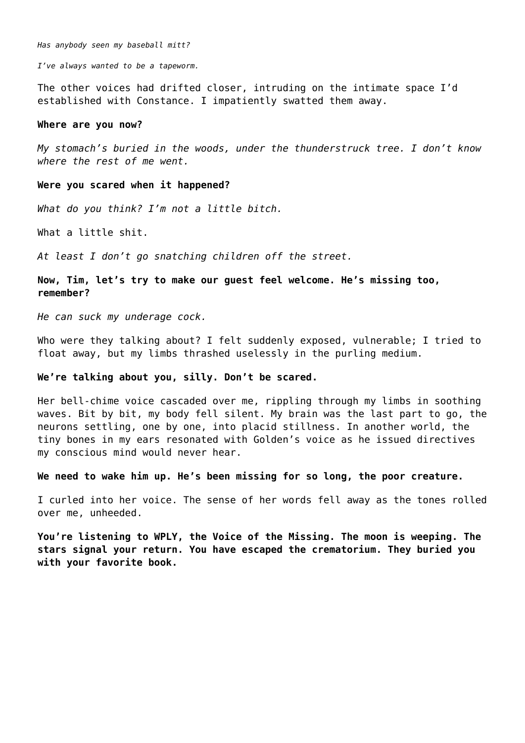*Has anybody seen my baseball mitt?*

*I've always wanted to be a tapeworm.*

The other voices had drifted closer, intruding on the intimate space I'd established with Constance. I impatiently swatted them away.

**Where are you now?**

*My stomach's buried in the woods, under the thunderstruck tree. I don't know where the rest of me went.*

**Were you scared when it happened?**

*What do you think? I'm not a little bitch.*

What a little shit.

*At least I don't go snatching children off the street.*

**Now, Tim, let's try to make our guest feel welcome. He's missing too, remember?**

*He can suck my underage cock.*

Who were they talking about? I felt suddenly exposed, vulnerable; I tried to float away, but my limbs thrashed uselessly in the purling medium.

**We're talking about you, silly. Don't be scared.**

Her bell-chime voice cascaded over me, rippling through my limbs in soothing waves. Bit by bit, my body fell silent. My brain was the last part to go, the neurons settling, one by one, into placid stillness. In another world, the tiny bones in my ears resonated with Golden's voice as he issued directives my conscious mind would never hear.

**We need to wake him up. He's been missing for so long, the poor creature.**

I curled into her voice. The sense of her words fell away as the tones rolled over me, unheeded.

**You're listening to WPLY, the Voice of the Missing. The moon is weeping. The stars signal your return. You have escaped the crematorium. They buried you with your favorite book.**